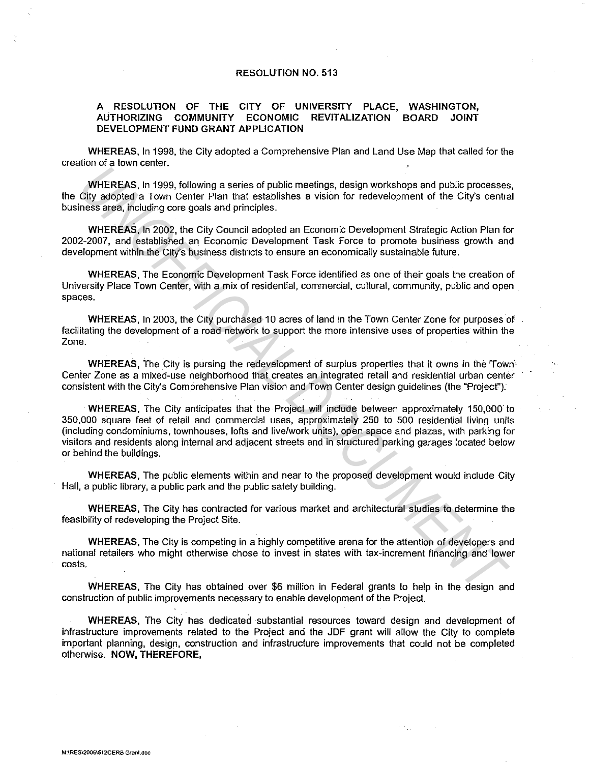# RESOLUTION NO. 513

## A RESOLUTION OF THE CITY OF UNIVERSITY PLACE, WASHINGTON, AUTHORIZING COMMUNITY ECONOMIC REVITALIZATION BOARD JOINT DEVELOPMENT FUND GRANT APPLICATION

**WHEREAS,** In 1998, the City adopted a Comprehensive Plan and Land Use Map that called for the creation of a town center.

**WHEREAS,** In 1999, following a series of public meetings, design workshops and public processes, the City adopted a Town Center Plan that establishes a vision for redevelopment of the City's central business area, including core goals and principles.

**WHEREAS,** In 2002, the City Council adopted an Economic Development Strategic Action Plan for 2002-2007, and established an Economic Development Task Force to promote business growth and development within the City's business districts to ensure an economically sustainable future.

**WHEREAS,** The Economic Development Task Force identified as one of their goals the creation of University Place Town Center, with a mix of residential, commercial, cultural, community, public and open spaces.

**WHEREAS,** In 2003, the City purchased 10 acres of land in the Town Center Zone for purposes of facilitating the development of a road network to support the more intensive uses of properties within the Zone.

**WHEREAS,** The City is pursing the redevelopment of surplus properties that it owns in the Town Center Zone as a mixed-use neighborhood that creates an integrated retail and residential urban center consistent with the City's Comprehensive Plan vision and Town Center design guidelines (the "Project").

**WHEREAS,** The City anticipates that the Project will include between approximately 150,000 to 350,000 square feet of retail and commercial uses, approximately 250 to 500 residential living units (including condominiums, townhouses, lofts and live/work units), open space and plazas, with parking for visitors and residents along internal and adjacent streets and in structured parking garages located below or behind the buildings.

**WHEREAS,** The public elements within and near to the proposed development would include City Hall, a public library, a public park and the public safety building.

**WHEREAS,** The City has contracted for various market and architectural studies to determine the feasibility of redeveloping the Project Site.

**WHEREAS,** The City is competing in a highly competitive arena for the attention of developers and national retailers who might otherwise chose to invest in states with tax-increment financing and lower costs.

**WHEREAS,** The City has obtained over $6 million in Federal grants to help in the design and construction of public improvements necessary to enable development of the Project.

**WHEREAS,** The City has dedicated substantial resources toward design and development of infrastructure improvements related to the Project and the JDF grant will allow the City to complete important planning, design, construction and infrastructure improvements that could not be completed otherwise. **NOW, THEREFORE,**

M:\RES\2006\512CERB Grant.doc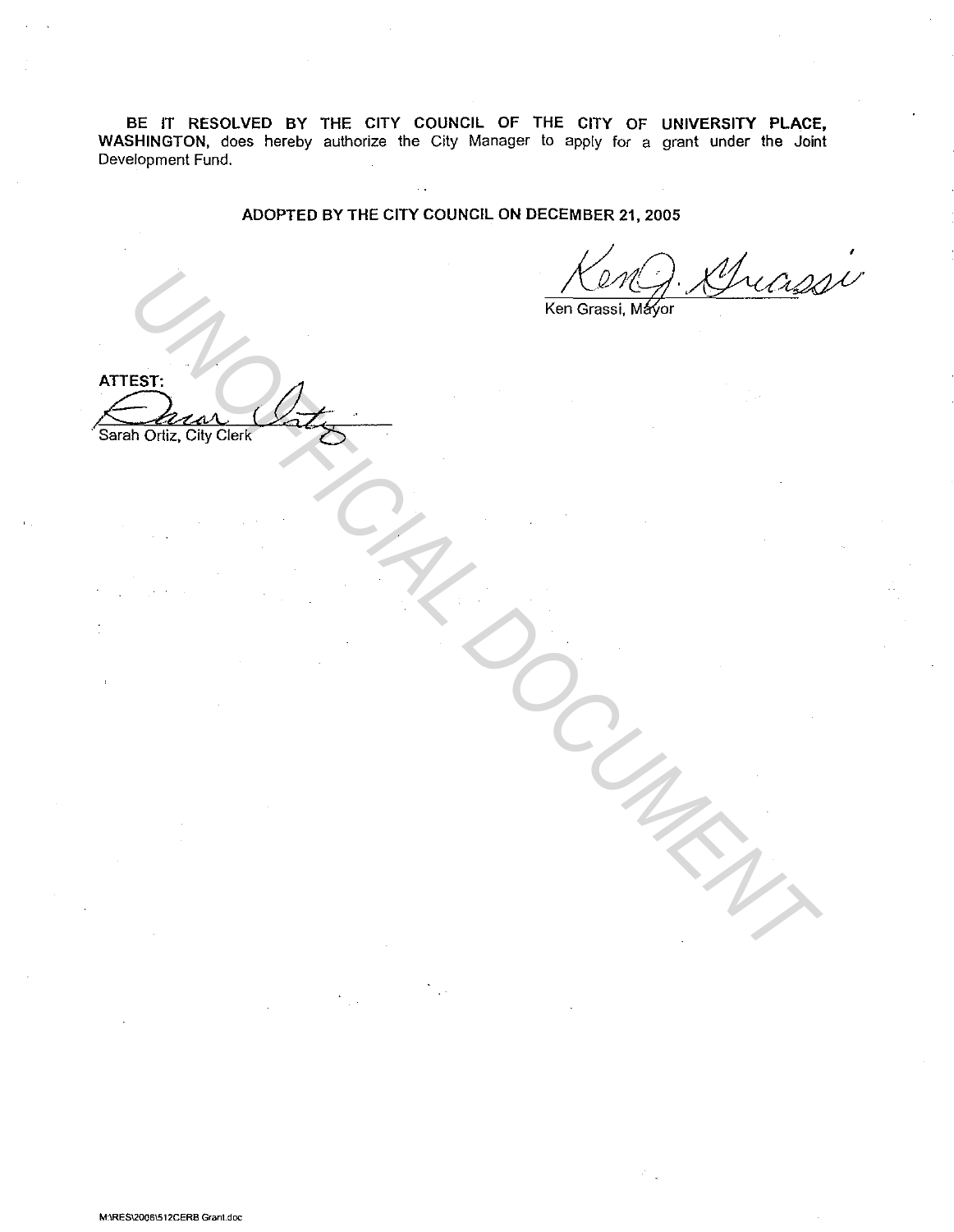**BE IT RESOLVED BY THE CITY COUNCIL OF THE CITY OF UNIVERSITY PLACE, WASHINGTON,** does hereby authorize the City Manager to apply for a grant under the Joint Development Fund.

**ADOPTED BY THE CITY COUNCIL ON DECEMBER 21, 2005**

Ken Grassi, Mayor

**ATTEST:**

Sarah Ortiz, City Clerk

UNOFFICIAL DOCUMENT

M:\RES\2005\512CERB Grant.doc